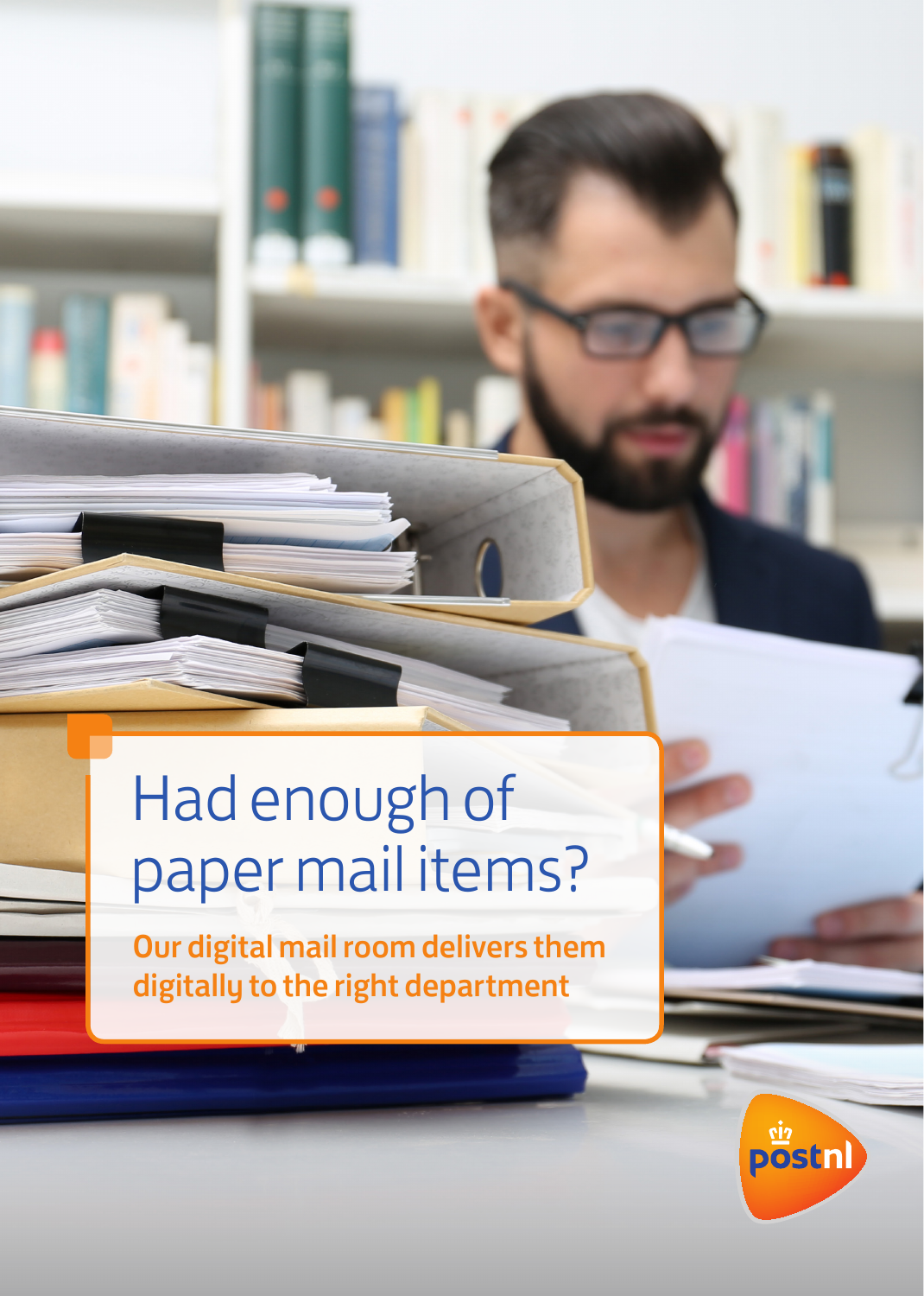# Had enough of paper mail items?

**Our digital mail room delivers them digitally to the right department**

postnl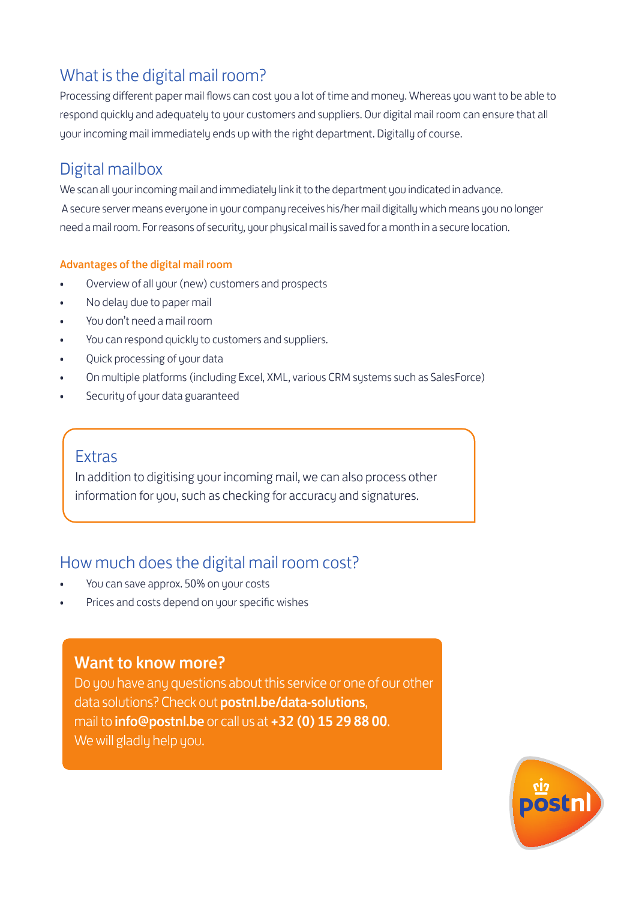## What is the digital mail room?

Processing different paper mail flows can cost you a lot of time and money. Whereas you want to be able to respond quickly and adequately to your customers and suppliers. Our digital mail room can ensure that all your incoming mail immediately ends up with the right department. Digitally of course.

## Digital mailbox

We scan all your incoming mail and immediately link it to the department you indicated in advance. A secure server means everyone in your company receives his/her mail digitally which means you no longer need a mail room. For reasons of security, your physical mail is saved for a month in a secure location.

#### Advantages of the digital mail room

- Overview of all your (new) customers and prospects
- No delay due to paper mail
- You don't need a mail room
- You can respond quickly to customers and suppliers.
- Quick processing of your data
- On multiple platforms (including Excel, XML, various CRM systems such as SalesForce)
- Security of your data guaranteed

### Extras

In addition to digitising your incoming mail, we can also process other information for you, such as checking for accuracy and signatures.

## How much does the digital mail room cost?

- You can save approx. 50% on your costs
- Prices and costs depend on your specific wishes

### Want to know more?

Do you have any questions about this service or one of our other data solutions? Check out **postnl.be/data-solutions**, mail to **info@postnl.be** or call us at **+32 (0) 15 29 88 00**. We will gladly help you.